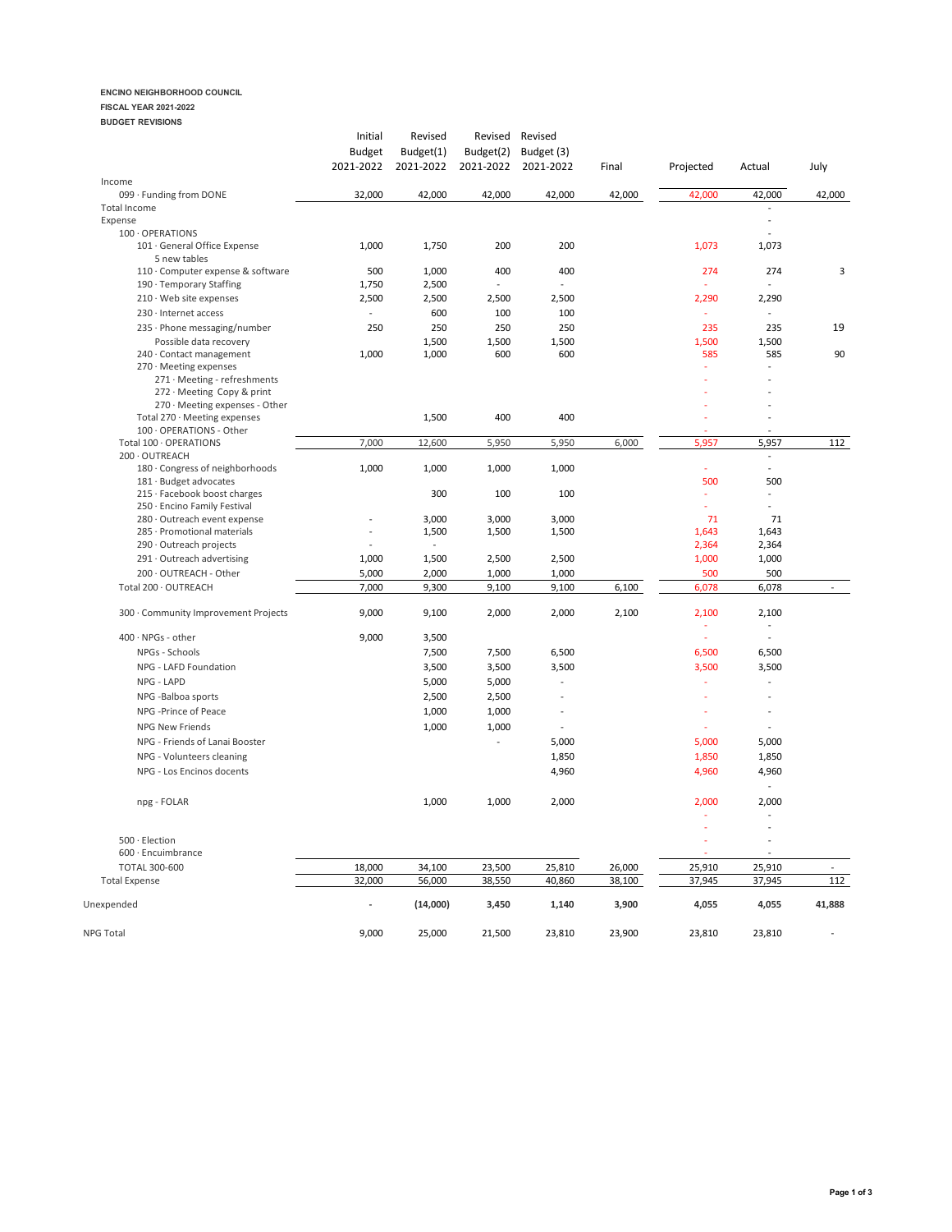**ENCINO NEIGHBORHOOD COUNCIL**
**FISCAL YEAR 2021-2022**
**BUDGET REVISIONS**

| | Initial Budget 2021-2022 | Revised Budget(1) 2021-2022 | Revised Budget(2) 2021-2022 | Revised Budget (3) 2021-2022 | Final | Projected | Actual | July |
|---|---|---|---|---|---|---|---|---|
| Income | | | | | | | | |
| 099 · Funding from DONE | 32,000 | 42,000 | 42,000 | 42,000 | 42,000 | 42,000 | 42,000 | 42,000 |
| Total Income | | | | | | | - | |
| Expense | | | | | | | - | |
| 100 · OPERATIONS | | | | | | | - | |
| 101 · General Office Expense | 1,000 | 1,750 | 200 | 200 | | 1,073 | 1,073 | |
| 5 new tables | | | | | | | | |
| 110 · Computer expense & software | 500 | 1,000 | 400 | 400 | | 274 | 274 | 3 |
| 190 · Temporary Staffing | 1,750 | 2,500 | - | - | | - | - | |
| 210 · Web site expenses | 2,500 | 2,500 | 2,500 | 2,500 | | 2,290 | 2,290 | |
| 230 · Internet access | - | 600 | 100 | 100 | | - | - | |
| 235 · Phone messaging/number | 250 | 250 | 250 | 250 | | 235 | 235 | 19 |
| Possible data recovery | | 1,500 | 1,500 | 1,500 | | 1,500 | 1,500 | |
| 240 · Contact management | 1,000 | 1,000 | 600 | 600 | | 585 | 585 | 90 |
| 270 · Meeting expenses | | | | | | - | - | |
| 271 · Meeting - refreshments | | | | | | - | - | |
| 272 · Meeting Copy & print | | | | | | - | - | |
| 270 · Meeting expenses - Other | | | | | | - | - | |
| Total 270 · Meeting expenses | | 1,500 | 400 | 400 | | - | - | |
| 100 · OPERATIONS - Other | | | | | | - | - | |
| Total 100 · OPERATIONS | 7,000 | 12,600 | 5,950 | 5,950 | 6,000 | 5,957 | 5,957 | 112 |
| 200 · OUTREACH | | | | | | | - | |
| 180 · Congress of neighborhoods | 1,000 | 1,000 | 1,000 | 1,000 | | - | - | |
| 181 · Budget advocates | | | | | | 500 | 500 | |
| 215 · Facebook boost charges | | 300 | 100 | 100 | | - | - | |
| 250 · Encino Family Festival | | | | | | - | - | |
| 280 · Outreach event expense | - | 3,000 | 3,000 | 3,000 | | 71 | 71 | |
| 285 · Promotional materials | - | 1,500 | 1,500 | 1,500 | | 1,643 | 1,643 | |
| 290 · Outreach projects | - | - | | | | 2,364 | 2,364 | |
| 291 · Outreach advertising | 1,000 | 1,500 | 2,500 | 2,500 | | 1,000 | 1,000 | |
| 200 · OUTREACH - Other | 5,000 | 2,000 | 1,000 | 1,000 | | 500 | 500 | |
| Total 200 · OUTREACH | 7,000 | 9,300 | 9,100 | 9,100 | 6,100 | 6,078 | 6,078 | - |
| 300 · Community Improvement Projects | 9,000 | 9,100 | 2,000 | 2,000 | 2,100 | 2,100 | 2,100 | |
| | | | | | | - | - | |
| 400 · NPGs - other | 9,000 | 3,500 | | | | - | - | |
| NPGs - Schools | | 7,500 | 7,500 | 6,500 | | 6,500 | 6,500 | |
| NPG - LAFD Foundation | | 3,500 | 3,500 | 3,500 | | 3,500 | 3,500 | |
| NPG - LAPD | | 5,000 | 5,000 | - | | - | - | |
| NPG -Balboa sports | | 2,500 | 2,500 | - | | - | - | |
| NPG -Prince of Peace | | 1,000 | 1,000 | - | | - | - | |
| NPG New Friends | | 1,000 | 1,000 | - | | - | - | |
| NPG - Friends of Lanai Booster | | | - | 5,000 | | 5,000 | 5,000 | |
| NPG - Volunteers cleaning | | | | 1,850 | | 1,850 | 1,850 | |
| NPG - Los Encinos docents | | | | 4,960 | | 4,960 | 4,960 | |
| | | | | | | | - | |
| npg - FOLAR | | 1,000 | 1,000 | 2,000 | | 2,000 | 2,000 | |
| | | | | | | - | - | |
| | | | | | | - | - | |
| 500 · Election | | | | | | - | - | |
| 600 · Encumbrance | | | | | | - | - | |
| TOTAL 300-600 | 18,000 | 34,100 | 23,500 | 25,810 | 26,000 | 25,910 | 25,910 | - |
| Total Expense | 32,000 | 56,000 | 38,550 | 40,860 | 38,100 | 37,945 | 37,945 | 112 |
| **Unexpended** | **-** | **(14,000)** | **3,450** | **1,140** | **3,900** | **4,055** | **4,055** | **41,888** |
| NPG Total | 9,000 | 25,000 | 21,500 | 23,810 | 23,900 | 23,810 | 23,810 | - |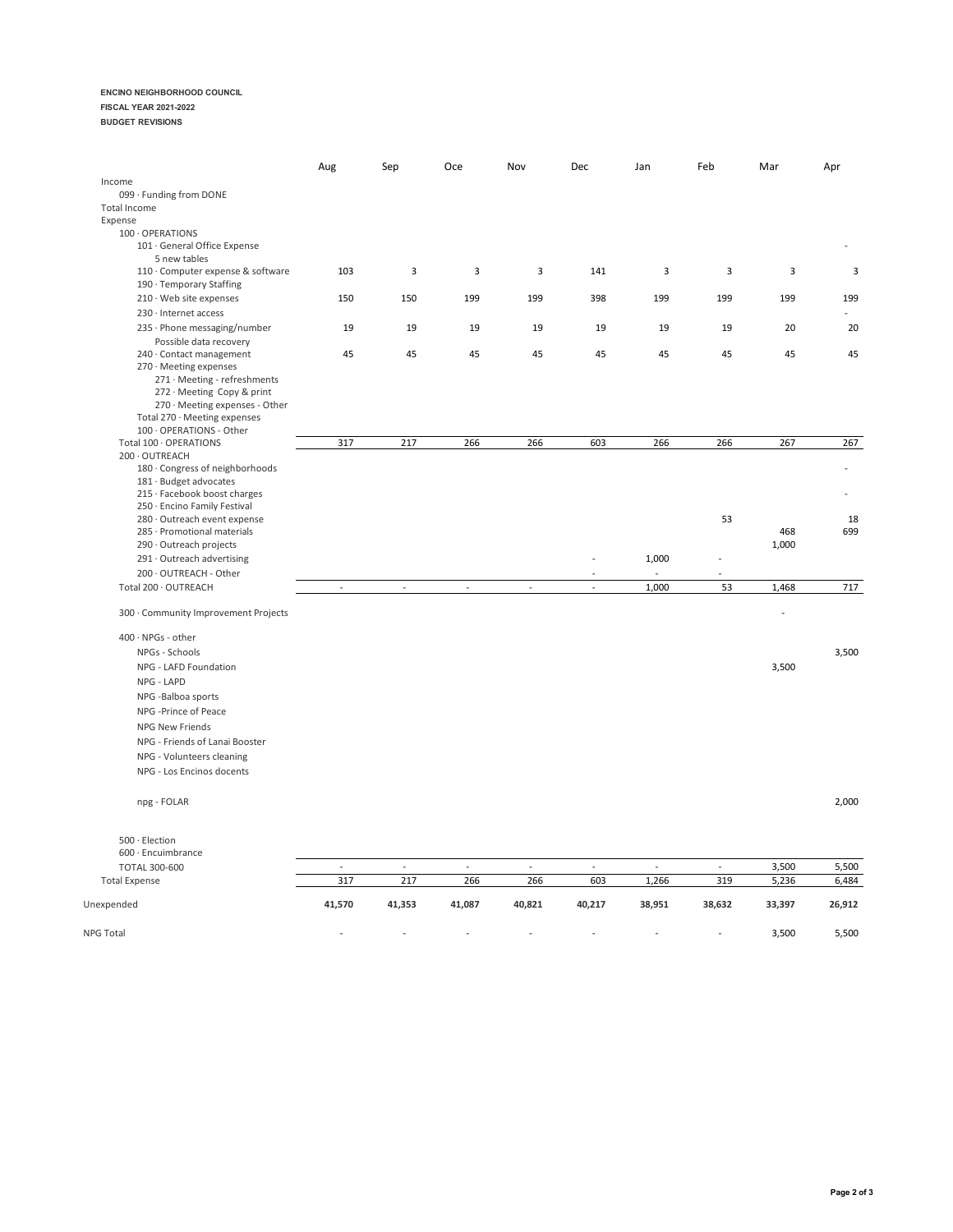**ENCINO NEIGHBORHOOD COUNCIL**
**FISCAL YEAR 2021-2022**
**BUDGET REVISIONS**

| | Aug | Sep | Oce | Nov | Dec | Jan | Feb | Mar | Apr |
|---|---|---|---|---|---|---|---|---|---|
| Income | | | | | | | | | |
| 099 · Funding from DONE | | | | | | | | | |
| Total Income | | | | | | | | | |
| Expense | | | | | | | | | |
| 100 · OPERATIONS | | | | | | | | | |
| 101 · General Office Expense | | | | | | | | | - |
| 5 new tables | | | | | | | | | |
| 110 · Computer expense & software | 103 | 3 | 3 | 3 | 141 | 3 | 3 | 3 | 3 |
| 190 · Temporary Staffing | | | | | | | | | |
| 210 · Web site expenses | 150 | 150 | 199 | 199 | 398 | 199 | 199 | 199 | 199 |
| 230 · Internet access | | | | | | | | | - |
| 235 · Phone messaging/number | 19 | 19 | 19 | 19 | 19 | 19 | 19 | 20 | 20 |
| Possible data recovery | | | | | | | | | |
| 240 · Contact management | 45 | 45 | 45 | 45 | 45 | 45 | 45 | 45 | 45 |
| 270 · Meeting expenses | | | | | | | | | |
| 271 · Meeting - refreshments | | | | | | | | | |
| 272 · Meeting Copy & print | | | | | | | | | |
| 270 · Meeting expenses - Other | | | | | | | | | |
| Total 270 · Meeting expenses | | | | | | | | | |
| 100 · OPERATIONS - Other | | | | | | | | | |
| Total 100 · OPERATIONS | 317 | 217 | 266 | 266 | 603 | 266 | 266 | 267 | 267 |
| 200 · OUTREACH | | | | | | | | | |
| 180 · Congress of neighborhoods | | | | | | | | | - |
| 181 · Budget advocates | | | | | | | | | |
| 215 · Facebook boost charges | | | | | | | | | - |
| 250 · Encino Family Festival | | | | | | | | | |
| 280 · Outreach event expense | | | | | | | 53 | | 18 |
| 285 · Promotional materials | | | | | | | | 468 | 699 |
| 290 · Outreach projects | | | | | | | | 1,000 | |
| 291 · Outreach advertising | | | | | - | 1,000 | - | | |
| 200 · OUTREACH - Other | | | | | - | - | - | | |
| Total 200 · OUTREACH | - | - | - | - | - | 1,000 | 53 | 1,468 | 717 |
| 300 · Community Improvement Projects | | | | | | | | - | |
| 400 · NPGs - other | | | | | | | | | |
| NPGs - Schools | | | | | | | | | 3,500 |
| NPG - LAFD Foundation | | | | | | | | 3,500 | |
| NPG - LAPD | | | | | | | | | |
| NPG -Balboa sports | | | | | | | | | |
| NPG -Prince of Peace | | | | | | | | | |
| NPG New Friends | | | | | | | | | |
| NPG - Friends of Lanai Booster | | | | | | | | | |
| NPG - Volunteers cleaning | | | | | | | | | |
| NPG - Los Encinos docents | | | | | | | | | |
| npg - FOLAR | | | | | | | | | 2,000 |
| 500 · Election | | | | | | | | | |
| 600 · Encuimbrance | | | | | | | | | |
| TOTAL 300-600 | - | - | - | - | - | - | - | 3,500 | 5,500 |
| Total Expense | 317 | 217 | 266 | 266 | 603 | 1,266 | 319 | 5,236 | 6,484 |
| Unexpended | **41,570** | **41,353** | **41,087** | **40,821** | **40,217** | **38,951** | **38,632** | **33,397** | **26,912** |
| NPG Total | - | - | - | - | - | - | - | 3,500 | 5,500 |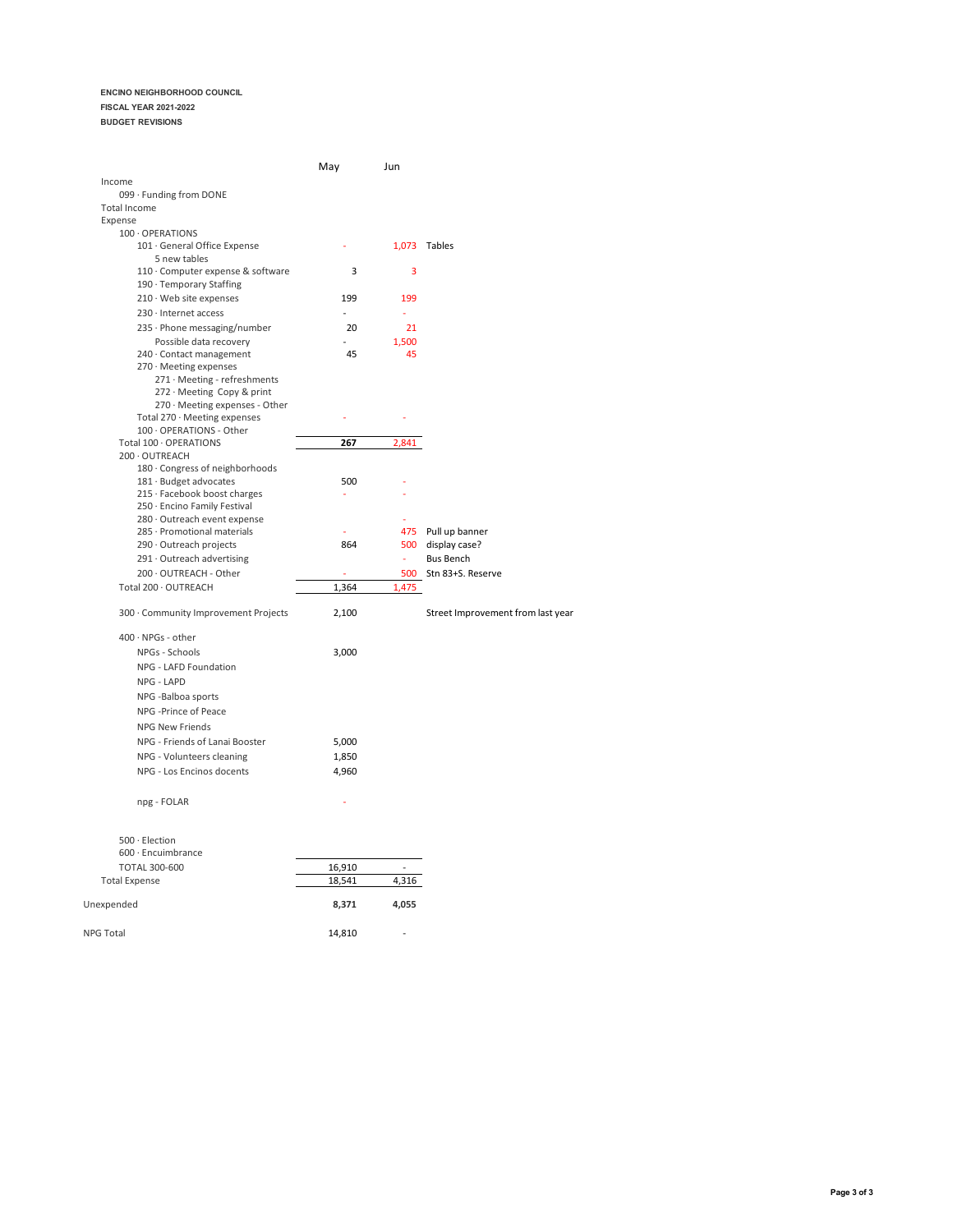**ENCINO NEIGHBORHOOD COUNCIL**
**FISCAL YEAR 2021-2022**
**BUDGET REVISIONS**

| | May | Jun | |
|---|---|---|---|
| Income | | | |
| 099 · Funding from DONE | | | |
| Total Income | | | |
| Expense | | | |
| 100 · OPERATIONS | | | |
| 101 · General Office Expense | - | 1,073 | Tables |
| 5 new tables | | | |
| 110 · Computer expense & software | 3 | 3 | |
| 190 · Temporary Staffing | | | |
| 210 · Web site expenses | 199 | 199 | |
| 230 · Internet access | - | - | |
| 235 · Phone messaging/number | 20 | 21 | |
| Possible data recovery | - | 1,500 | |
| 240 · Contact management | 45 | 45 | |
| 270 · Meeting expenses | | | |
| 271 · Meeting - refreshments | | | |
| 272 · Meeting Copy & print | | | |
| 270 · Meeting expenses - Other | | | |
| Total 270 · Meeting expenses | - | - | |
| 100 · OPERATIONS - Other | | | |
| Total 100 · OPERATIONS | **267** | 2,841 | |
| 200 · OUTREACH | | | |
| 180 · Congress of neighborhoods | | | |
| 181 · Budget advocates | 500 | - | |
| 215 · Facebook boost charges | - | - | |
| 250 · Encino Family Festival | | | |
| 280 · Outreach event expense | | - | |
| 285 · Promotional materials | - | 475 | Pull up banner |
| 290 · Outreach projects | 864 | 500 | display case? |
| 291 · Outreach advertising | | - | Bus Bench |
| 200 · OUTREACH - Other | - | 500 | Stn 83+S. Reserve |
| Total 200 · OUTREACH | 1,364 | 1,475 | |
| 300 · Community Improvement Projects | 2,100 | | Street Improvement from last year |
| 400 · NPGs - other | | | |
| NPGs - Schools | 3,000 | | |
| NPG - LAFD Foundation | | | |
| NPG - LAPD | | | |
| NPG -Balboa sports | | | |
| NPG -Prince of Peace | | | |
| NPG New Friends | | | |
| NPG - Friends of Lanai Booster | 5,000 | | |
| NPG - Volunteers cleaning | 1,850 | | |
| NPG - Los Encinos docents | 4,960 | | |
| npg - FOLAR | - | | |
| 500 · Election | | | |
| 600 · Encuimbrance | | | |
| TOTAL 300-600 | 16,910 | - | |
| Total Expense | 18,541 | 4,316 | |
| Unexpended | **8,371** | **4,055** | |
| NPG Total | 14,810 | - | |